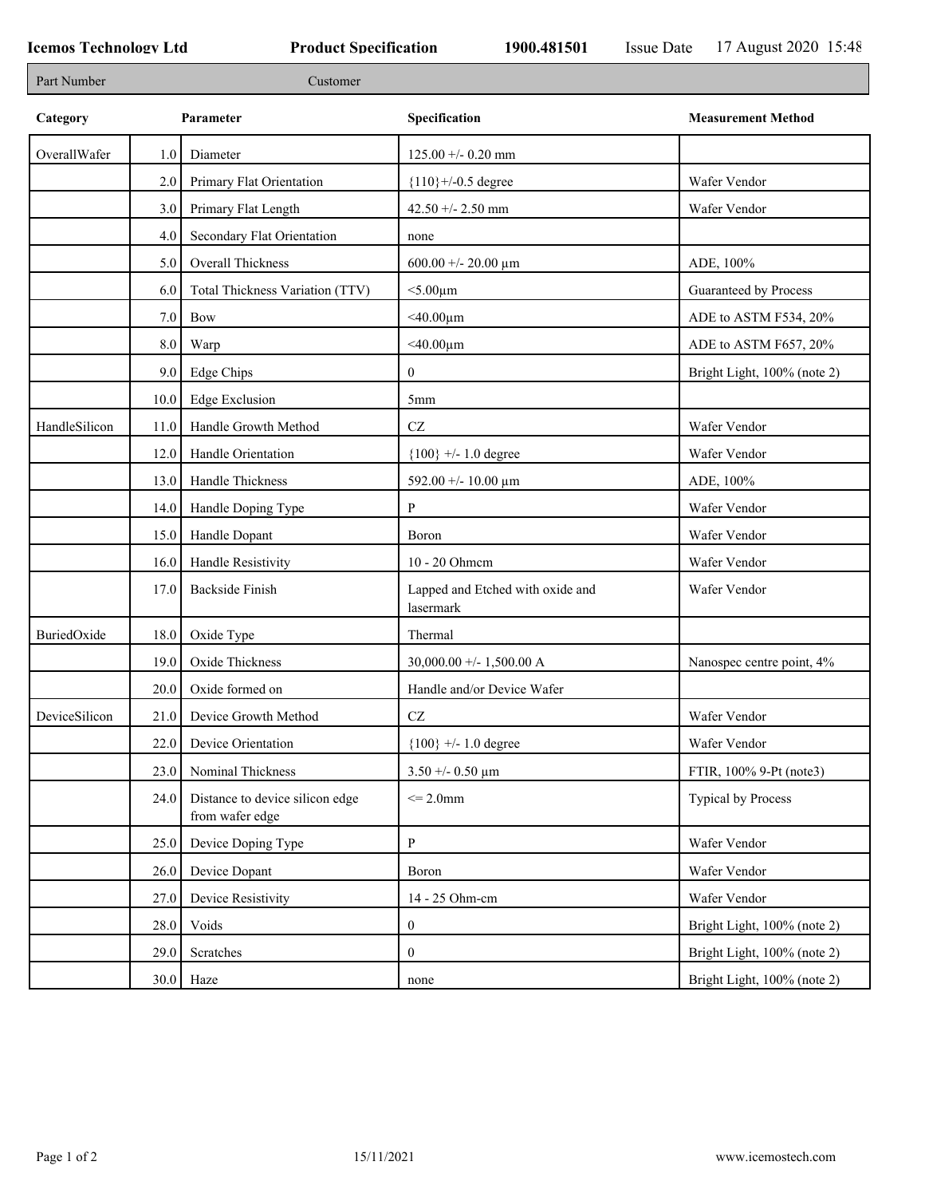**Icemos Technology Ltd** | **Product Specification** | **1900.481501** | Issue Date 17 August 2020 15:48

| Part Number | Customer |
|---|---|

| Category | | Parameter | Specification | Measurement Method |
|---|---|---|---|---|
| OverallWafer | 1.0 | Diameter | 125.00 +/- 0.20 mm | |
| | 2.0 | Primary Flat Orientation | {110}+/-0.5 degree | Wafer Vendor |
| | 3.0 | Primary Flat Length | 42.50 +/- 2.50 mm | Wafer Vendor |
| | 4.0 | Secondary Flat Orientation | none | |
| | 5.0 | Overall Thickness | 600.00 +/- 20.00 µm | ADE, 100% |
| | 6.0 | Total Thickness Variation (TTV) | <5.00µm | Guaranteed by Process |
| | 7.0 | Bow | <40.00µm | ADE to ASTM F534, 20% |
| | 8.0 | Warp | <40.00µm | ADE to ASTM F657, 20% |
| | 9.0 | Edge Chips | 0 | Bright Light, 100% (note 2) |
| | 10.0 | Edge Exclusion | 5mm | |
| HandleSilicon | 11.0 | Handle Growth Method | CZ | Wafer Vendor |
| | 12.0 | Handle Orientation | {100} +/- 1.0 degree | Wafer Vendor |
| | 13.0 | Handle Thickness | 592.00 +/- 10.00 µm | ADE, 100% |
| | 14.0 | Handle Doping Type | P | Wafer Vendor |
| | 15.0 | Handle Dopant | Boron | Wafer Vendor |
| | 16.0 | Handle Resistivity | 10 - 20 Ohmcm | Wafer Vendor |
| | 17.0 | Backside Finish | Lapped and Etched with oxide and lasermark | Wafer Vendor |
| BuriedOxide | 18.0 | Oxide Type | Thermal | |
| | 19.0 | Oxide Thickness | 30,000.00 +/- 1,500.00 A | Nanospec centre point, 4% |
| | 20.0 | Oxide formed on | Handle and/or Device Wafer | |
| DeviceSilicon | 21.0 | Device Growth Method | CZ | Wafer Vendor |
| | 22.0 | Device Orientation | {100} +/- 1.0 degree | Wafer Vendor |
| | 23.0 | Nominal Thickness | 3.50 +/- 0.50 µm | FTIR, 100% 9-Pt (note3) |
| | 24.0 | Distance to device silicon edge from wafer edge | <= 2.0mm | Typical by Process |
| | 25.0 | Device Doping Type | P | Wafer Vendor |
| | 26.0 | Device Dopant | Boron | Wafer Vendor |
| | 27.0 | Device Resistivity | 14 - 25 Ohm-cm | Wafer Vendor |
| | 28.0 | Voids | 0 | Bright Light, 100% (note 2) |
| | 29.0 | Scratches | 0 | Bright Light, 100% (note 2) |
| | 30.0 | Haze | none | Bright Light, 100% (note 2) |

15/11/2021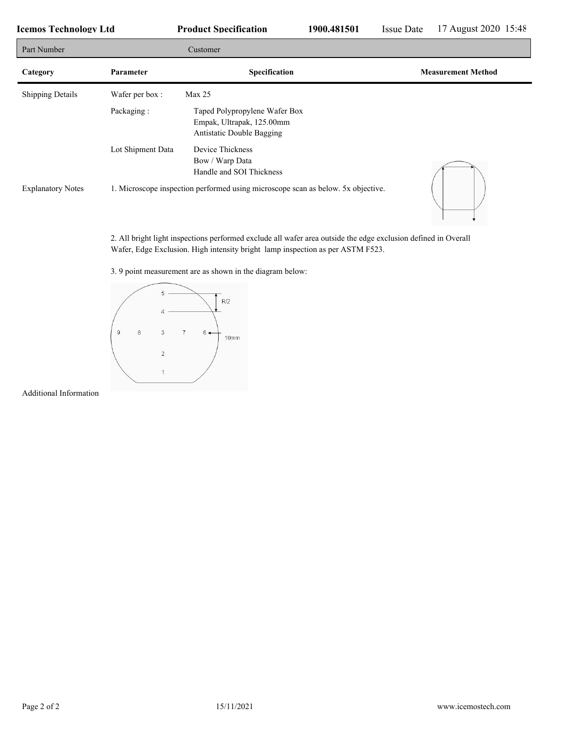| Part Number | | Customer | |
| --- | --- | --- | --- |
| **Category** | **Parameter** | **Specification** | **Measurement Method** |
| Shipping Details | Wafer per box : | Max 25 | |
| | Packaging : | Taped Polypropylene Wafer Box<br>Empak, Ultrapak, 125.00mm<br>Antistatic Double Bagging | |
| | Lot Shipment Data | Device Thickness<br>Bow / Warp Data<br>Handle and SOI Thickness | |
| Explanatory Notes | 1. Microscope inspection performed using microscope scan as below. 5x objective. | | |

2. All bright light inspections performed exclude all wafer area outside the edge exclusion defined in Overall Wafer, Edge Exclusion. High intensity bright lamp inspection as per ASTM F523.

3. 9 point measurement are as shown in the diagram below:

5
4
R/2
9 8 3 7 6
10mm
2
1

Additional Information